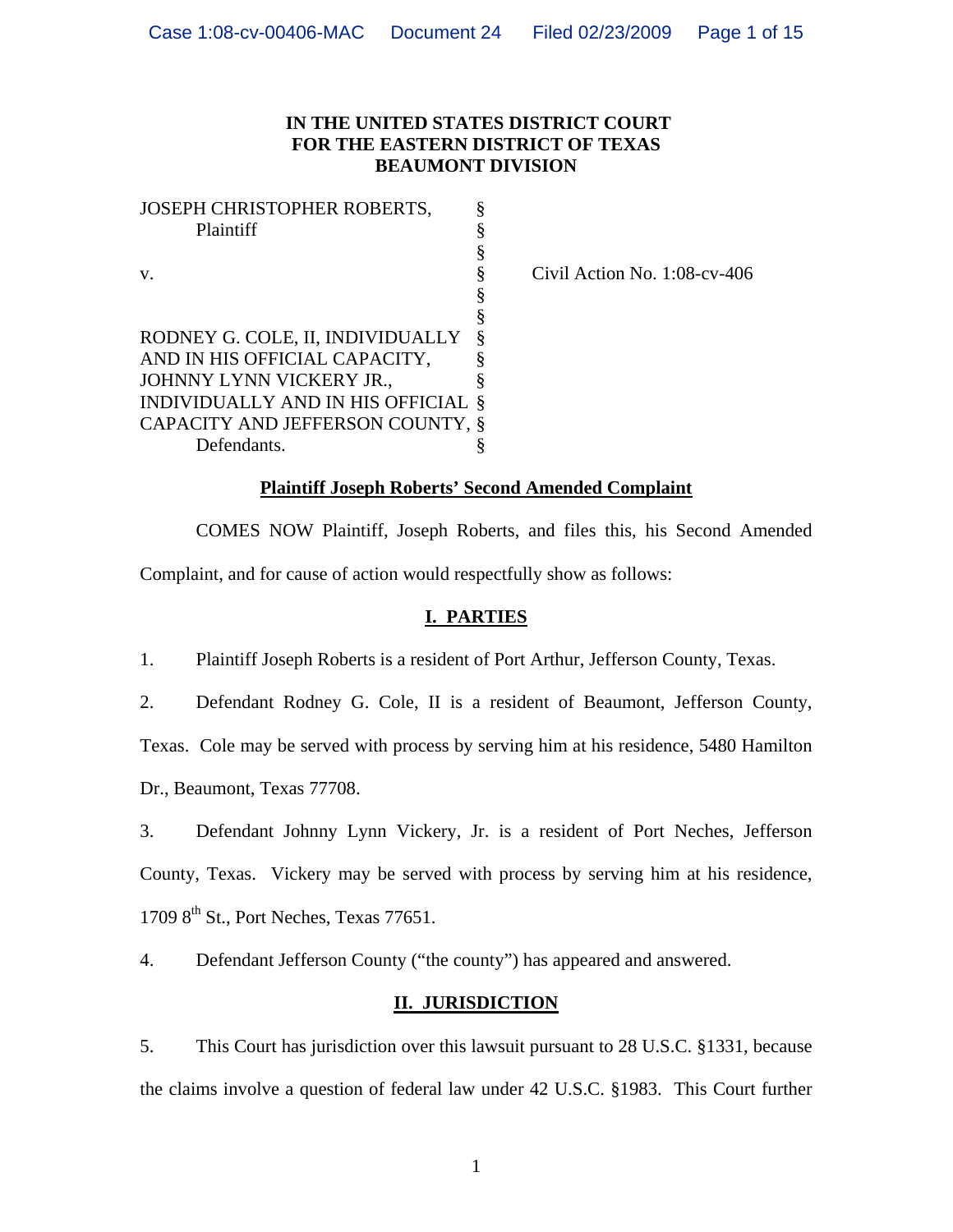**IN THE UNITED STATES DISTRICT COURT**
**FOR THE EASTERN DISTRICT OF TEXAS**
**BEAUMONT DIVISION**

| | | |
|---|---|---|
| JOSEPH CHRISTOPHER ROBERTS, Plaintiff | § | |
| | § | |
| v. | § | Civil Action No. 1:08-cv-406 |
| | § | |
| | § | |
| RODNEY G. COLE, II, INDIVIDUALLY AND IN HIS OFFICIAL CAPACITY, JOHNNY LYNN VICKERY JR., INDIVIDUALLY AND IN HIS OFFICIAL CAPACITY AND JEFFERSON COUNTY, Defendants. | § | |

**Plaintiff Joseph Roberts' Second Amended Complaint**

COMES NOW Plaintiff, Joseph Roberts, and files this, his Second Amended Complaint, and for cause of action would respectfully show as follows:

## I. PARTIES

1. Plaintiff Joseph Roberts is a resident of Port Arthur, Jefferson County, Texas.

2. Defendant Rodney G. Cole, II is a resident of Beaumont, Jefferson County, Texas. Cole may be served with process by serving him at his residence, 5480 Hamilton Dr., Beaumont, Texas 77708.

3. Defendant Johnny Lynn Vickery, Jr. is a resident of Port Neches, Jefferson County, Texas. Vickery may be served with process by serving him at his residence, 1709 8th St., Port Neches, Texas 77651.

4. Defendant Jefferson County ("the county") has appeared and answered.

## II. JURISDICTION

5. This Court has jurisdiction over this lawsuit pursuant to 28 U.S.C. §1331, because the claims involve a question of federal law under 42 U.S.C. §1983. This Court further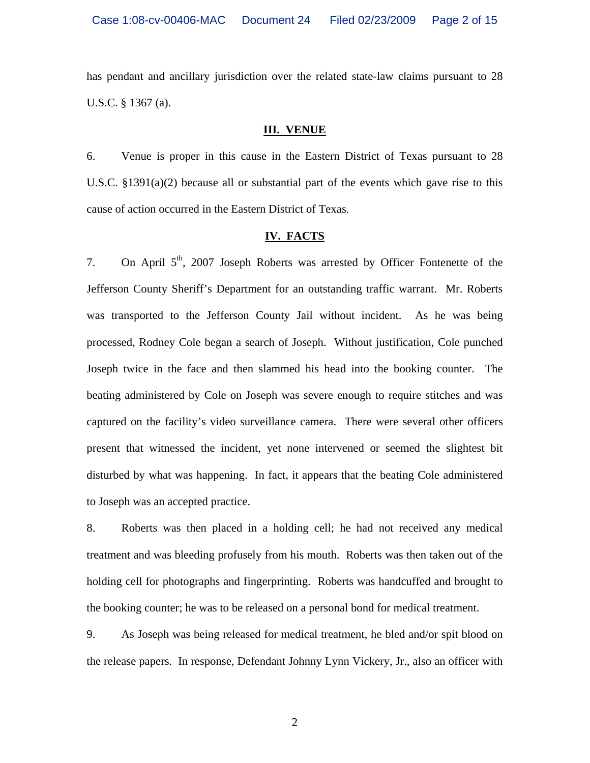has pendant and ancillary jurisdiction over the related state-law claims pursuant to 28 U.S.C. § 1367 (a).

## III. VENUE

6. Venue is proper in this cause in the Eastern District of Texas pursuant to 28 U.S.C. §1391(a)(2) because all or substantial part of the events which gave rise to this cause of action occurred in the Eastern District of Texas.

## IV. FACTS

7. On April 5th, 2007 Joseph Roberts was arrested by Officer Fontenette of the Jefferson County Sheriff's Department for an outstanding traffic warrant. Mr. Roberts was transported to the Jefferson County Jail without incident. As he was being processed, Rodney Cole began a search of Joseph. Without justification, Cole punched Joseph twice in the face and then slammed his head into the booking counter. The beating administered by Cole on Joseph was severe enough to require stitches and was captured on the facility's video surveillance camera. There were several other officers present that witnessed the incident, yet none intervened or seemed the slightest bit disturbed by what was happening. In fact, it appears that the beating Cole administered to Joseph was an accepted practice.

8. Roberts was then placed in a holding cell; he had not received any medical treatment and was bleeding profusely from his mouth. Roberts was then taken out of the holding cell for photographs and fingerprinting. Roberts was handcuffed and brought to the booking counter; he was to be released on a personal bond for medical treatment.

9. As Joseph was being released for medical treatment, he bled and/or spit blood on the release papers. In response, Defendant Johnny Lynn Vickery, Jr., also an officer with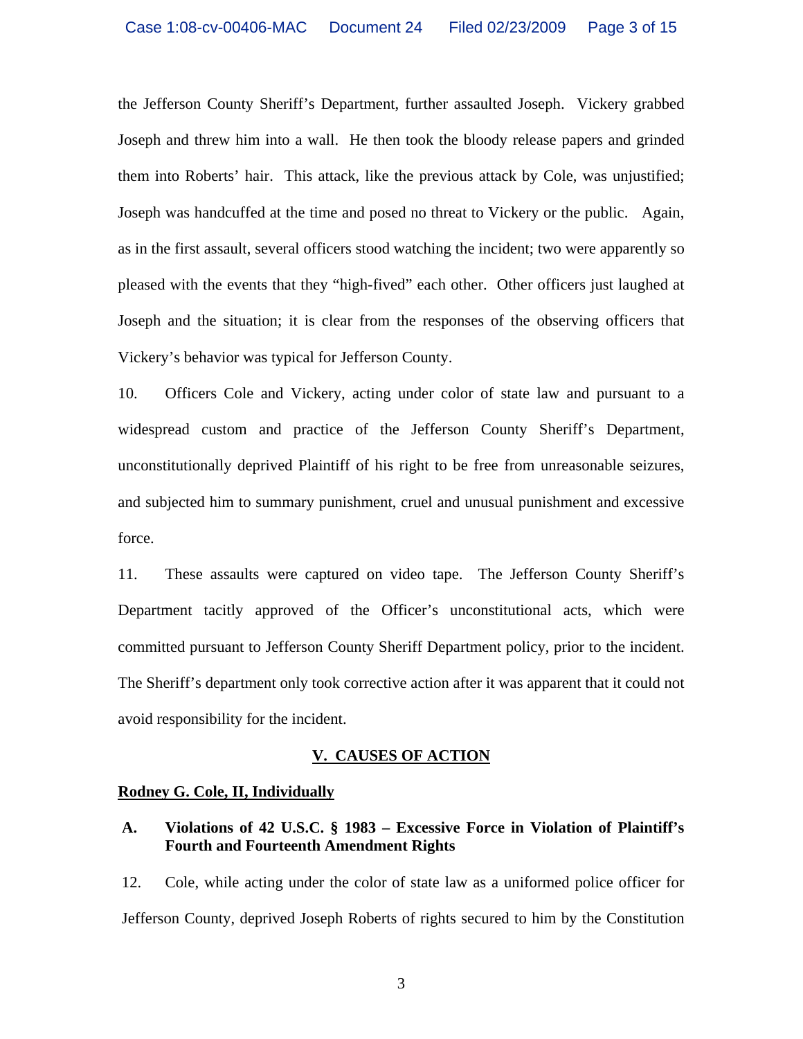the Jefferson County Sheriff's Department, further assaulted Joseph. Vickery grabbed Joseph and threw him into a wall. He then took the bloody release papers and grinded them into Roberts' hair. This attack, like the previous attack by Cole, was unjustified; Joseph was handcuffed at the time and posed no threat to Vickery or the public. Again, as in the first assault, several officers stood watching the incident; two were apparently so pleased with the events that they "high-fived" each other. Other officers just laughed at Joseph and the situation; it is clear from the responses of the observing officers that Vickery's behavior was typical for Jefferson County.

10. Officers Cole and Vickery, acting under color of state law and pursuant to a widespread custom and practice of the Jefferson County Sheriff's Department, unconstitutionally deprived Plaintiff of his right to be free from unreasonable seizures, and subjected him to summary punishment, cruel and unusual punishment and excessive force.

11. These assaults were captured on video tape. The Jefferson County Sheriff's Department tacitly approved of the Officer's unconstitutional acts, which were committed pursuant to Jefferson County Sheriff Department policy, prior to the incident. The Sheriff's department only took corrective action after it was apparent that it could not avoid responsibility for the incident.

## V. CAUSES OF ACTION

**Rodney G. Cole, II, Individually**

### A. Violations of 42 U.S.C. § 1983 – Excessive Force in Violation of Plaintiff's Fourth and Fourteenth Amendment Rights

12. Cole, while acting under the color of state law as a uniformed police officer for Jefferson County, deprived Joseph Roberts of rights secured to him by the Constitution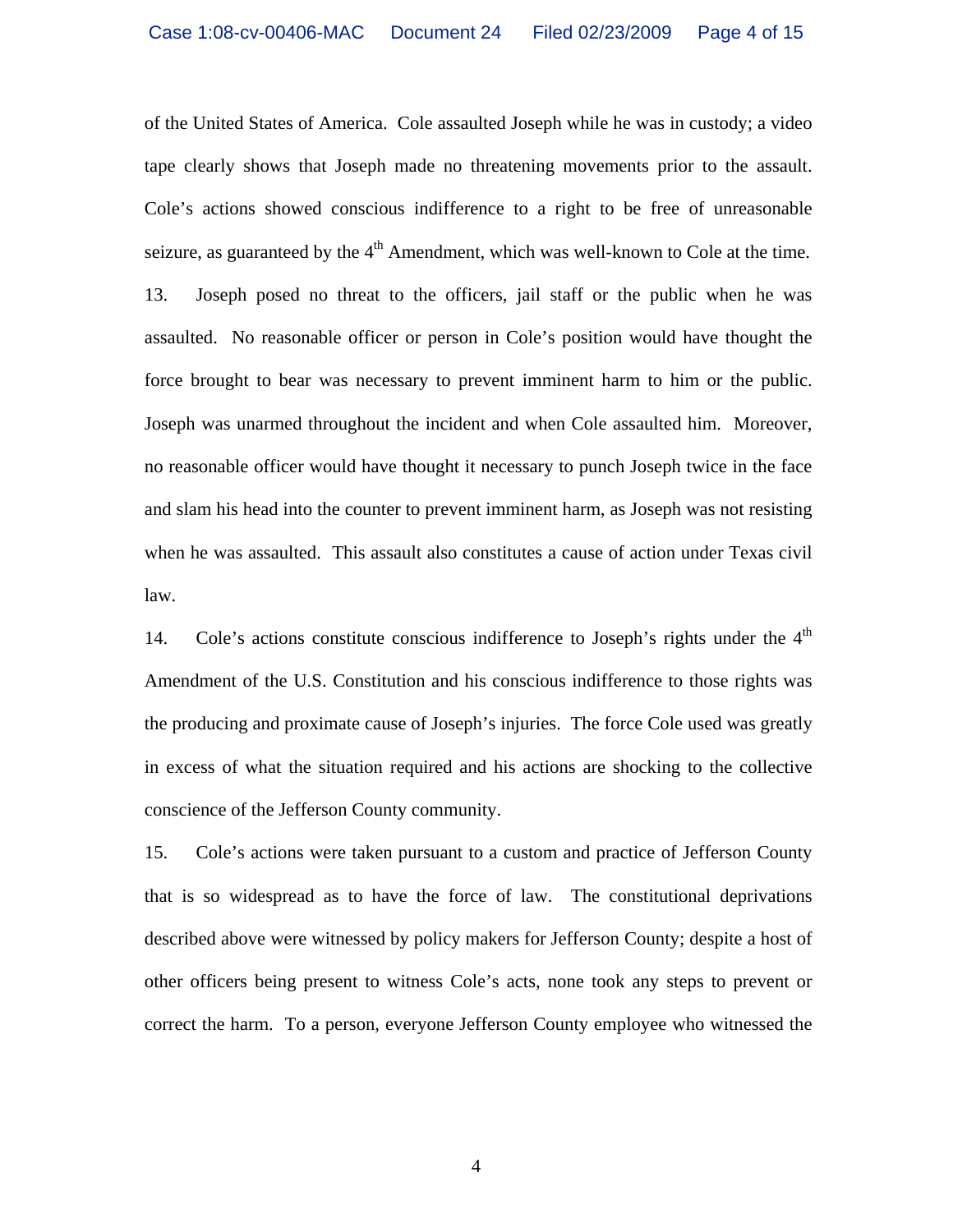of the United States of America. Cole assaulted Joseph while he was in custody; a video tape clearly shows that Joseph made no threatening movements prior to the assault. Cole's actions showed conscious indifference to a right to be free of unreasonable seizure, as guaranteed by the 4th Amendment, which was well-known to Cole at the time.

13. Joseph posed no threat to the officers, jail staff or the public when he was assaulted. No reasonable officer or person in Cole's position would have thought the force brought to bear was necessary to prevent imminent harm to him or the public. Joseph was unarmed throughout the incident and when Cole assaulted him. Moreover, no reasonable officer would have thought it necessary to punch Joseph twice in the face and slam his head into the counter to prevent imminent harm, as Joseph was not resisting when he was assaulted. This assault also constitutes a cause of action under Texas civil law.

14. Cole's actions constitute conscious indifference to Joseph's rights under the 4th Amendment of the U.S. Constitution and his conscious indifference to those rights was the producing and proximate cause of Joseph's injuries. The force Cole used was greatly in excess of what the situation required and his actions are shocking to the collective conscience of the Jefferson County community.

15. Cole's actions were taken pursuant to a custom and practice of Jefferson County that is so widespread as to have the force of law. The constitutional deprivations described above were witnessed by policy makers for Jefferson County; despite a host of other officers being present to witness Cole's acts, none took any steps to prevent or correct the harm. To a person, everyone Jefferson County employee who witnessed the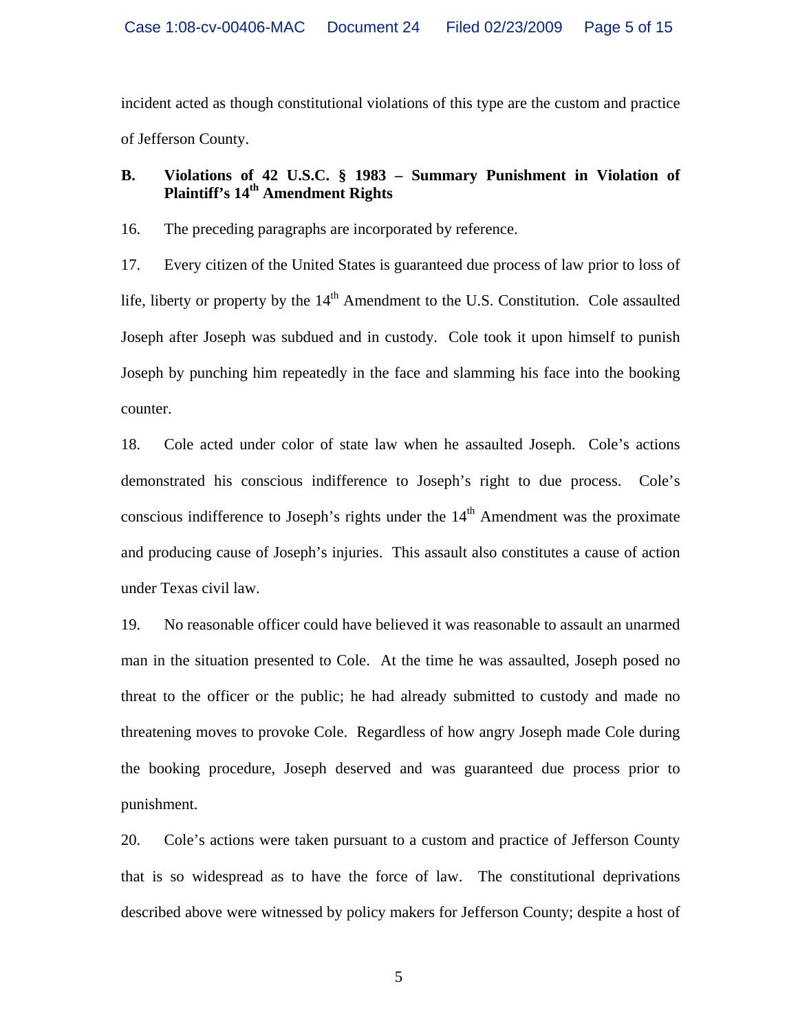incident acted as though constitutional violations of this type are the custom and practice of Jefferson County.

**B. Violations of 42 U.S.C. § 1983 – Summary Punishment in Violation of Plaintiff's 14th Amendment Rights**

16. The preceding paragraphs are incorporated by reference.

17. Every citizen of the United States is guaranteed due process of law prior to loss of life, liberty or property by the 14th Amendment to the U.S. Constitution. Cole assaulted Joseph after Joseph was subdued and in custody. Cole took it upon himself to punish Joseph by punching him repeatedly in the face and slamming his face into the booking counter.

18. Cole acted under color of state law when he assaulted Joseph. Cole's actions demonstrated his conscious indifference to Joseph's right to due process. Cole's conscious indifference to Joseph's rights under the 14th Amendment was the proximate and producing cause of Joseph's injuries. This assault also constitutes a cause of action under Texas civil law.

19. No reasonable officer could have believed it was reasonable to assault an unarmed man in the situation presented to Cole. At the time he was assaulted, Joseph posed no threat to the officer or the public; he had already submitted to custody and made no threatening moves to provoke Cole. Regardless of how angry Joseph made Cole during the booking procedure, Joseph deserved and was guaranteed due process prior to punishment.

20. Cole's actions were taken pursuant to a custom and practice of Jefferson County that is so widespread as to have the force of law. The constitutional deprivations described above were witnessed by policy makers for Jefferson County; despite a host of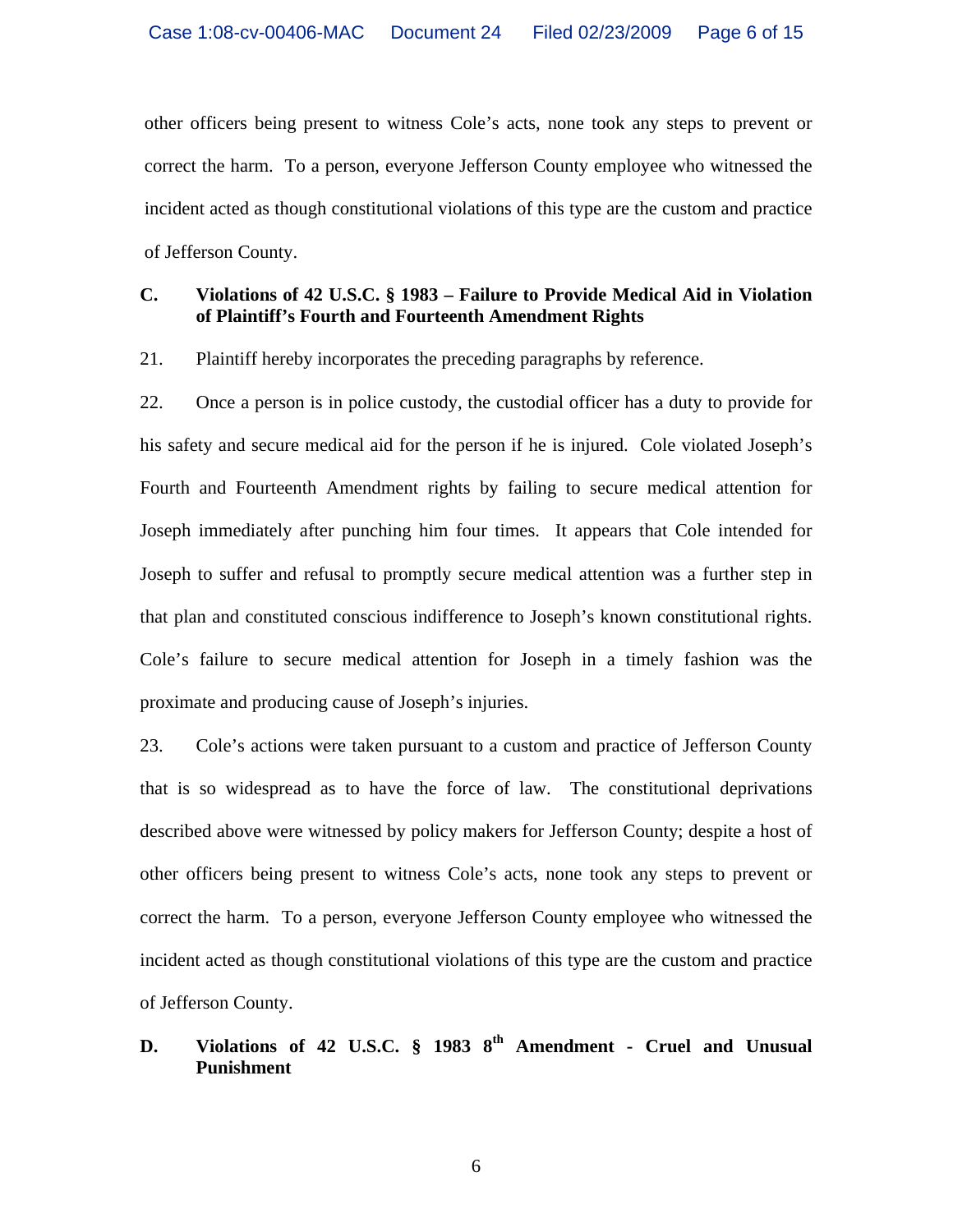other officers being present to witness Cole's acts, none took any steps to prevent or correct the harm. To a person, everyone Jefferson County employee who witnessed the incident acted as though constitutional violations of this type are the custom and practice of Jefferson County.

**C. Violations of 42 U.S.C. § 1983 – Failure to Provide Medical Aid in Violation of Plaintiff's Fourth and Fourteenth Amendment Rights**

21. Plaintiff hereby incorporates the preceding paragraphs by reference.

22. Once a person is in police custody, the custodial officer has a duty to provide for his safety and secure medical aid for the person if he is injured. Cole violated Joseph's Fourth and Fourteenth Amendment rights by failing to secure medical attention for Joseph immediately after punching him four times. It appears that Cole intended for Joseph to suffer and refusal to promptly secure medical attention was a further step in that plan and constituted conscious indifference to Joseph's known constitutional rights. Cole's failure to secure medical attention for Joseph in a timely fashion was the proximate and producing cause of Joseph's injuries.

23. Cole's actions were taken pursuant to a custom and practice of Jefferson County that is so widespread as to have the force of law. The constitutional deprivations described above were witnessed by policy makers for Jefferson County; despite a host of other officers being present to witness Cole's acts, none took any steps to prevent or correct the harm. To a person, everyone Jefferson County employee who witnessed the incident acted as though constitutional violations of this type are the custom and practice of Jefferson County.

**D. Violations of 42 U.S.C. § 1983 8th Amendment - Cruel and Unusual Punishment**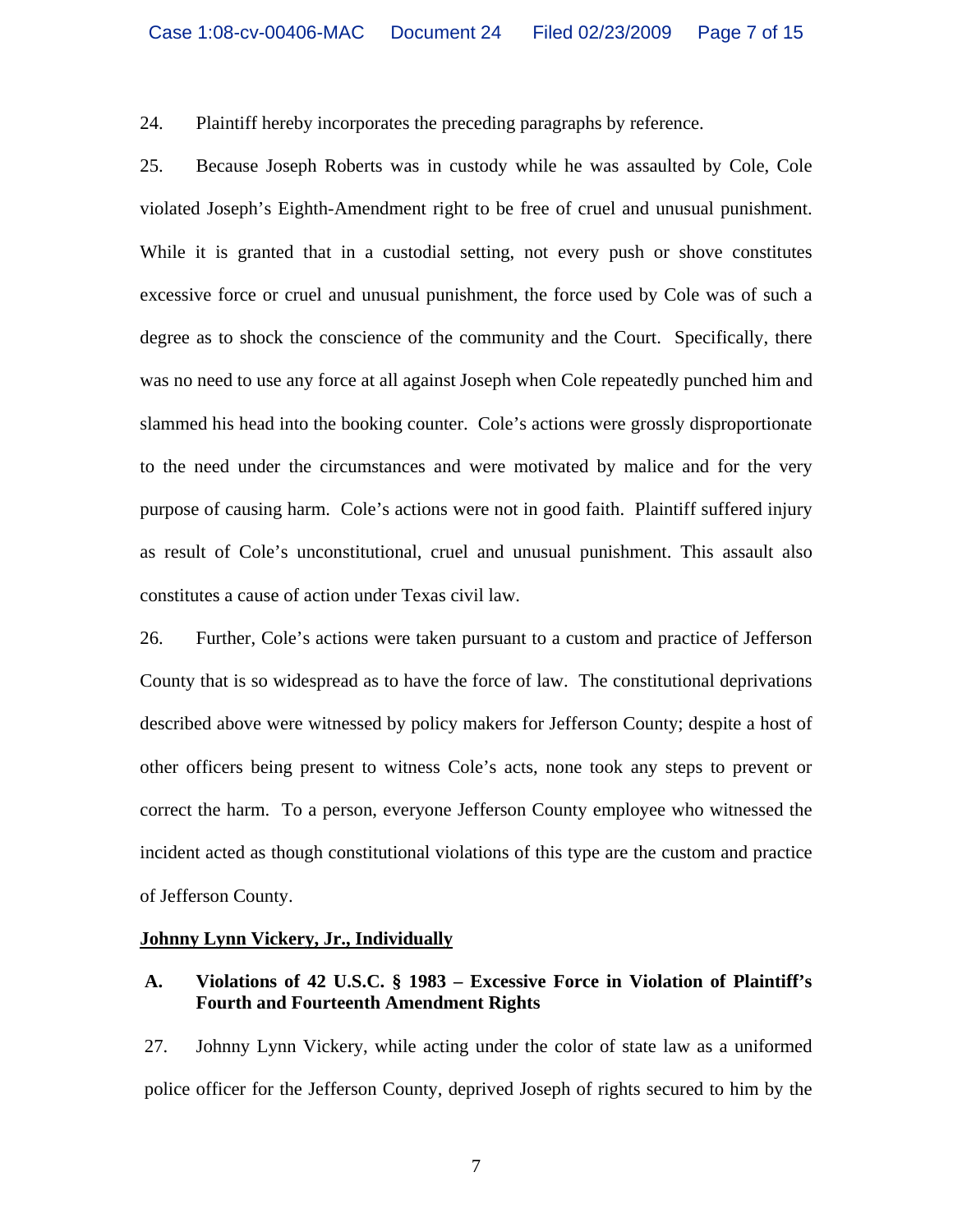24. Plaintiff hereby incorporates the preceding paragraphs by reference.

25. Because Joseph Roberts was in custody while he was assaulted by Cole, Cole violated Joseph's Eighth-Amendment right to be free of cruel and unusual punishment. While it is granted that in a custodial setting, not every push or shove constitutes excessive force or cruel and unusual punishment, the force used by Cole was of such a degree as to shock the conscience of the community and the Court. Specifically, there was no need to use any force at all against Joseph when Cole repeatedly punched him and slammed his head into the booking counter. Cole's actions were grossly disproportionate to the need under the circumstances and were motivated by malice and for the very purpose of causing harm. Cole's actions were not in good faith. Plaintiff suffered injury as result of Cole's unconstitutional, cruel and unusual punishment. This assault also constitutes a cause of action under Texas civil law.

26. Further, Cole's actions were taken pursuant to a custom and practice of Jefferson County that is so widespread as to have the force of law. The constitutional deprivations described above were witnessed by policy makers for Jefferson County; despite a host of other officers being present to witness Cole's acts, none took any steps to prevent or correct the harm. To a person, everyone Jefferson County employee who witnessed the incident acted as though constitutional violations of this type are the custom and practice of Jefferson County.

**Johnny Lynn Vickery, Jr., Individually**

**A. Violations of 42 U.S.C. § 1983 – Excessive Force in Violation of Plaintiff's Fourth and Fourteenth Amendment Rights**

27. Johnny Lynn Vickery, while acting under the color of state law as a uniformed police officer for the Jefferson County, deprived Joseph of rights secured to him by the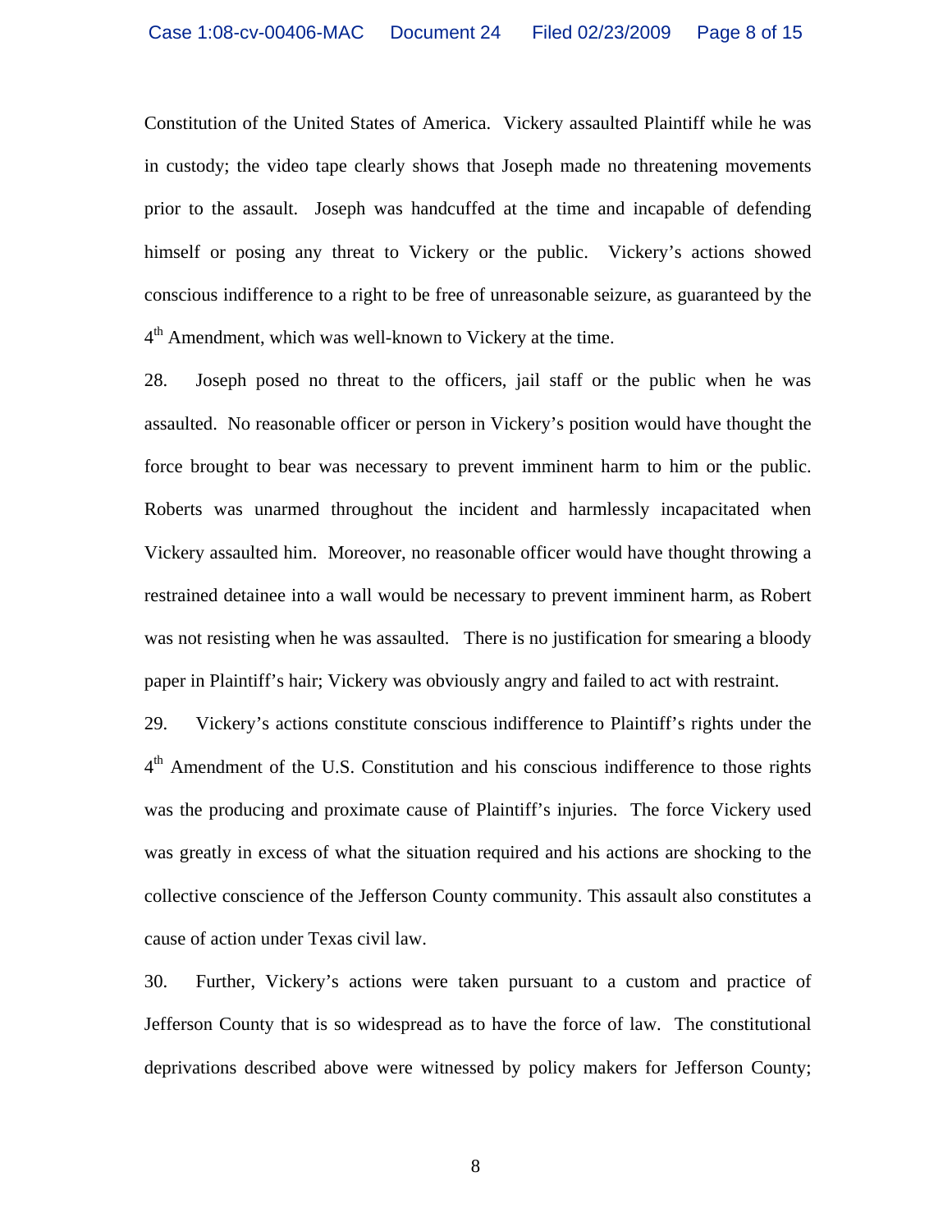Constitution of the United States of America. Vickery assaulted Plaintiff while he was in custody; the video tape clearly shows that Joseph made no threatening movements prior to the assault. Joseph was handcuffed at the time and incapable of defending himself or posing any threat to Vickery or the public. Vickery's actions showed conscious indifference to a right to be free of unreasonable seizure, as guaranteed by the 4th Amendment, which was well-known to Vickery at the time.

28. Joseph posed no threat to the officers, jail staff or the public when he was assaulted. No reasonable officer or person in Vickery's position would have thought the force brought to bear was necessary to prevent imminent harm to him or the public. Roberts was unarmed throughout the incident and harmlessly incapacitated when Vickery assaulted him. Moreover, no reasonable officer would have thought throwing a restrained detainee into a wall would be necessary to prevent imminent harm, as Robert was not resisting when he was assaulted. There is no justification for smearing a bloody paper in Plaintiff's hair; Vickery was obviously angry and failed to act with restraint.

29. Vickery's actions constitute conscious indifference to Plaintiff's rights under the 4th Amendment of the U.S. Constitution and his conscious indifference to those rights was the producing and proximate cause of Plaintiff's injuries. The force Vickery used was greatly in excess of what the situation required and his actions are shocking to the collective conscience of the Jefferson County community. This assault also constitutes a cause of action under Texas civil law.

30. Further, Vickery's actions were taken pursuant to a custom and practice of Jefferson County that is so widespread as to have the force of law. The constitutional deprivations described above were witnessed by policy makers for Jefferson County;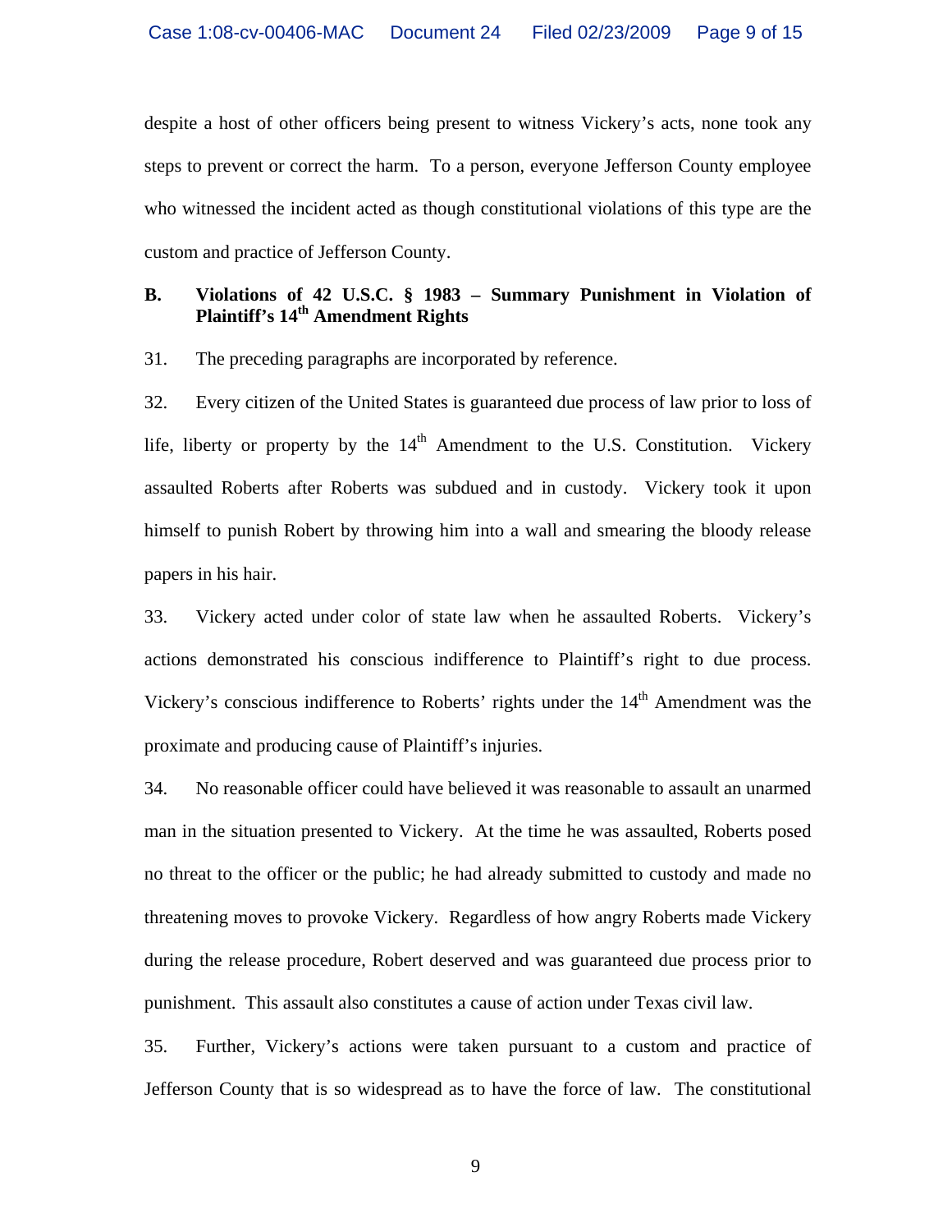despite a host of other officers being present to witness Vickery's acts, none took any steps to prevent or correct the harm. To a person, everyone Jefferson County employee who witnessed the incident acted as though constitutional violations of this type are the custom and practice of Jefferson County.

### B. Violations of 42 U.S.C. § 1983 – Summary Punishment in Violation of Plaintiff's 14th Amendment Rights

31. The preceding paragraphs are incorporated by reference.

32. Every citizen of the United States is guaranteed due process of law prior to loss of life, liberty or property by the 14th Amendment to the U.S. Constitution. Vickery assaulted Roberts after Roberts was subdued and in custody. Vickery took it upon himself to punish Robert by throwing him into a wall and smearing the bloody release papers in his hair.

33. Vickery acted under color of state law when he assaulted Roberts. Vickery's actions demonstrated his conscious indifference to Plaintiff's right to due process. Vickery's conscious indifference to Roberts' rights under the 14th Amendment was the proximate and producing cause of Plaintiff's injuries.

34. No reasonable officer could have believed it was reasonable to assault an unarmed man in the situation presented to Vickery. At the time he was assaulted, Roberts posed no threat to the officer or the public; he had already submitted to custody and made no threatening moves to provoke Vickery. Regardless of how angry Roberts made Vickery during the release procedure, Robert deserved and was guaranteed due process prior to punishment. This assault also constitutes a cause of action under Texas civil law.

35. Further, Vickery's actions were taken pursuant to a custom and practice of Jefferson County that is so widespread as to have the force of law. The constitutional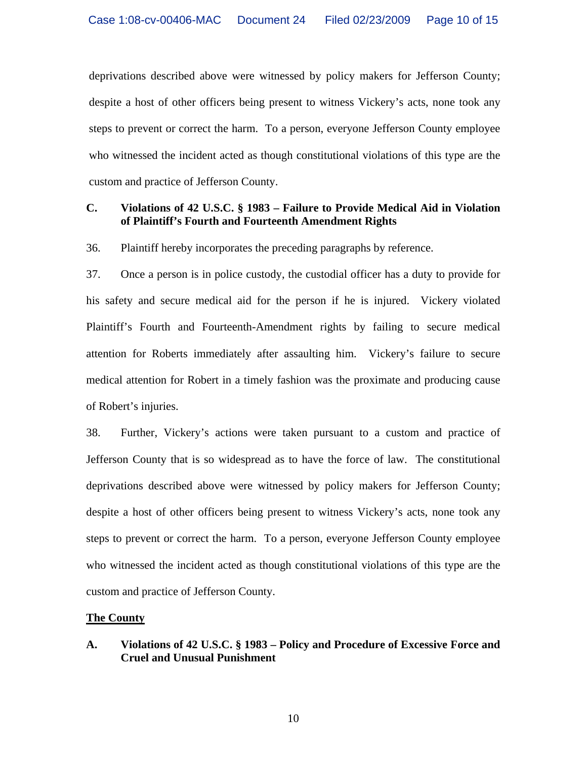deprivations described above were witnessed by policy makers for Jefferson County; despite a host of other officers being present to witness Vickery's acts, none took any steps to prevent or correct the harm. To a person, everyone Jefferson County employee who witnessed the incident acted as though constitutional violations of this type are the custom and practice of Jefferson County.

**C. Violations of 42 U.S.C. § 1983 – Failure to Provide Medical Aid in Violation of Plaintiff's Fourth and Fourteenth Amendment Rights**

36. Plaintiff hereby incorporates the preceding paragraphs by reference.

37. Once a person is in police custody, the custodial officer has a duty to provide for his safety and secure medical aid for the person if he is injured. Vickery violated Plaintiff's Fourth and Fourteenth-Amendment rights by failing to secure medical attention for Roberts immediately after assaulting him. Vickery's failure to secure medical attention for Robert in a timely fashion was the proximate and producing cause of Robert's injuries.

38. Further, Vickery's actions were taken pursuant to a custom and practice of Jefferson County that is so widespread as to have the force of law. The constitutional deprivations described above were witnessed by policy makers for Jefferson County; despite a host of other officers being present to witness Vickery's acts, none took any steps to prevent or correct the harm. To a person, everyone Jefferson County employee who witnessed the incident acted as though constitutional violations of this type are the custom and practice of Jefferson County.

**<u>The County</u>**

**A. Violations of 42 U.S.C. § 1983 – Policy and Procedure of Excessive Force and Cruel and Unusual Punishment**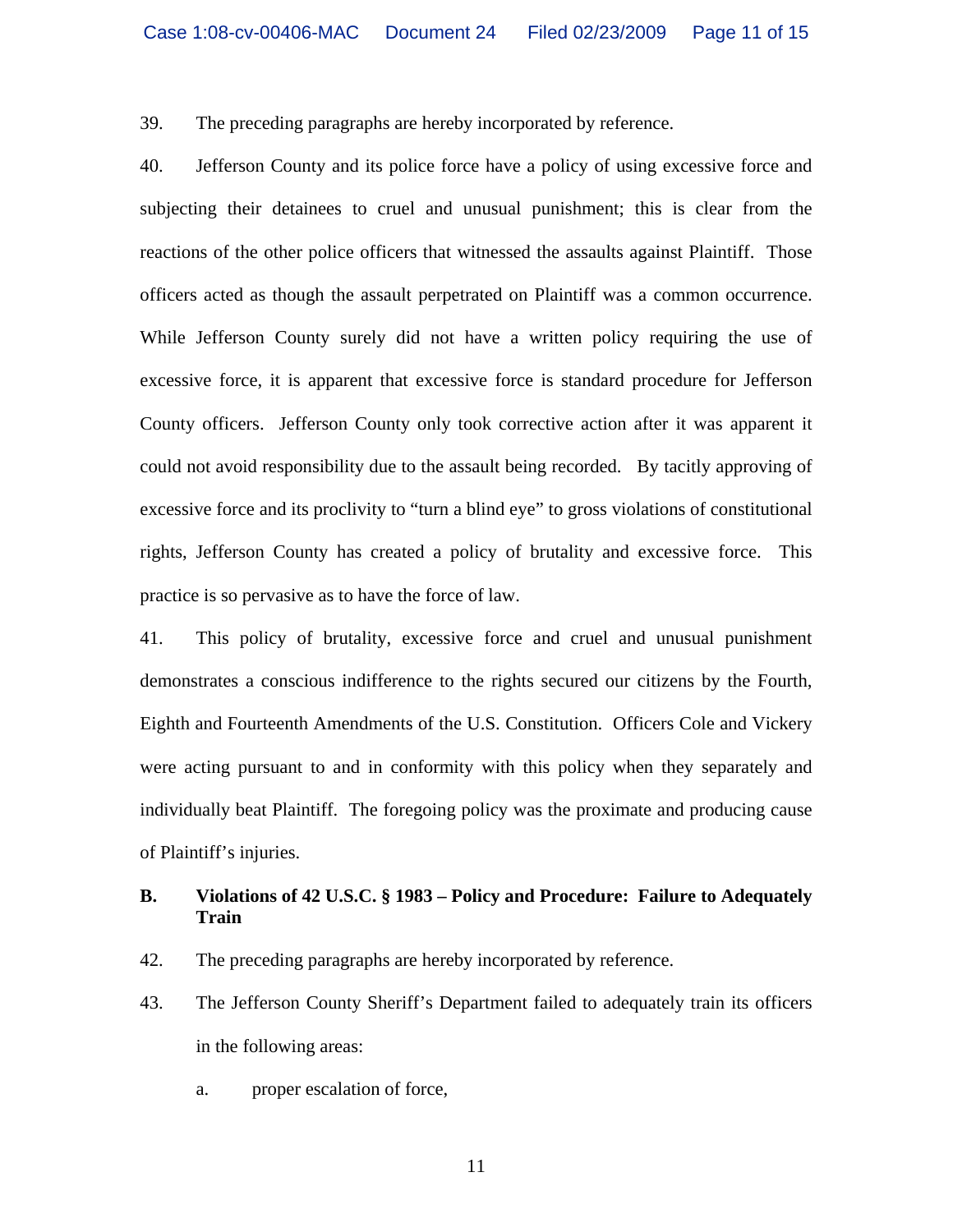39. The preceding paragraphs are hereby incorporated by reference.

40. Jefferson County and its police force have a policy of using excessive force and subjecting their detainees to cruel and unusual punishment; this is clear from the reactions of the other police officers that witnessed the assaults against Plaintiff. Those officers acted as though the assault perpetrated on Plaintiff was a common occurrence. While Jefferson County surely did not have a written policy requiring the use of excessive force, it is apparent that excessive force is standard procedure for Jefferson County officers. Jefferson County only took corrective action after it was apparent it could not avoid responsibility due to the assault being recorded. By tacitly approving of excessive force and its proclivity to "turn a blind eye" to gross violations of constitutional rights, Jefferson County has created a policy of brutality and excessive force. This practice is so pervasive as to have the force of law.

41. This policy of brutality, excessive force and cruel and unusual punishment demonstrates a conscious indifference to the rights secured our citizens by the Fourth, Eighth and Fourteenth Amendments of the U.S. Constitution. Officers Cole and Vickery were acting pursuant to and in conformity with this policy when they separately and individually beat Plaintiff. The foregoing policy was the proximate and producing cause of Plaintiff's injuries.

**B. Violations of 42 U.S.C. § 1983 – Policy and Procedure: Failure to Adequately Train**

42. The preceding paragraphs are hereby incorporated by reference.

43. The Jefferson County Sheriff's Department failed to adequately train its officers in the following areas:

   a. proper escalation of force,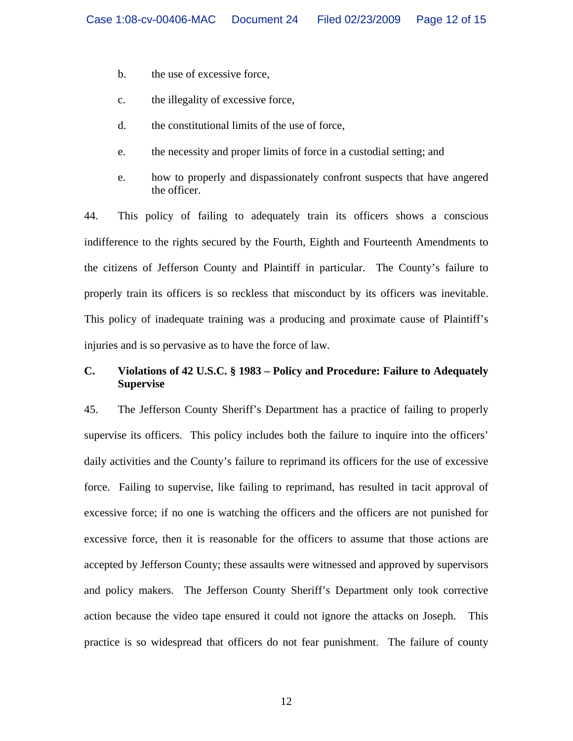b. the use of excessive force,

c. the illegality of excessive force,

d. the constitutional limits of the use of force,

e. the necessity and proper limits of force in a custodial setting; and

e. how to properly and dispassionately confront suspects that have angered the officer.

44. This policy of failing to adequately train its officers shows a conscious indifference to the rights secured by the Fourth, Eighth and Fourteenth Amendments to the citizens of Jefferson County and Plaintiff in particular. The County's failure to properly train its officers is so reckless that misconduct by its officers was inevitable. This policy of inadequate training was a producing and proximate cause of Plaintiff's injuries and is so pervasive as to have the force of law.

**C. Violations of 42 U.S.C. § 1983 – Policy and Procedure: Failure to Adequately Supervise**

45. The Jefferson County Sheriff's Department has a practice of failing to properly supervise its officers. This policy includes both the failure to inquire into the officers' daily activities and the County's failure to reprimand its officers for the use of excessive force. Failing to supervise, like failing to reprimand, has resulted in tacit approval of excessive force; if no one is watching the officers and the officers are not punished for excessive force, then it is reasonable for the officers to assume that those actions are accepted by Jefferson County; these assaults were witnessed and approved by supervisors and policy makers. The Jefferson County Sheriff's Department only took corrective action because the video tape ensured it could not ignore the attacks on Joseph. This practice is so widespread that officers do not fear punishment. The failure of county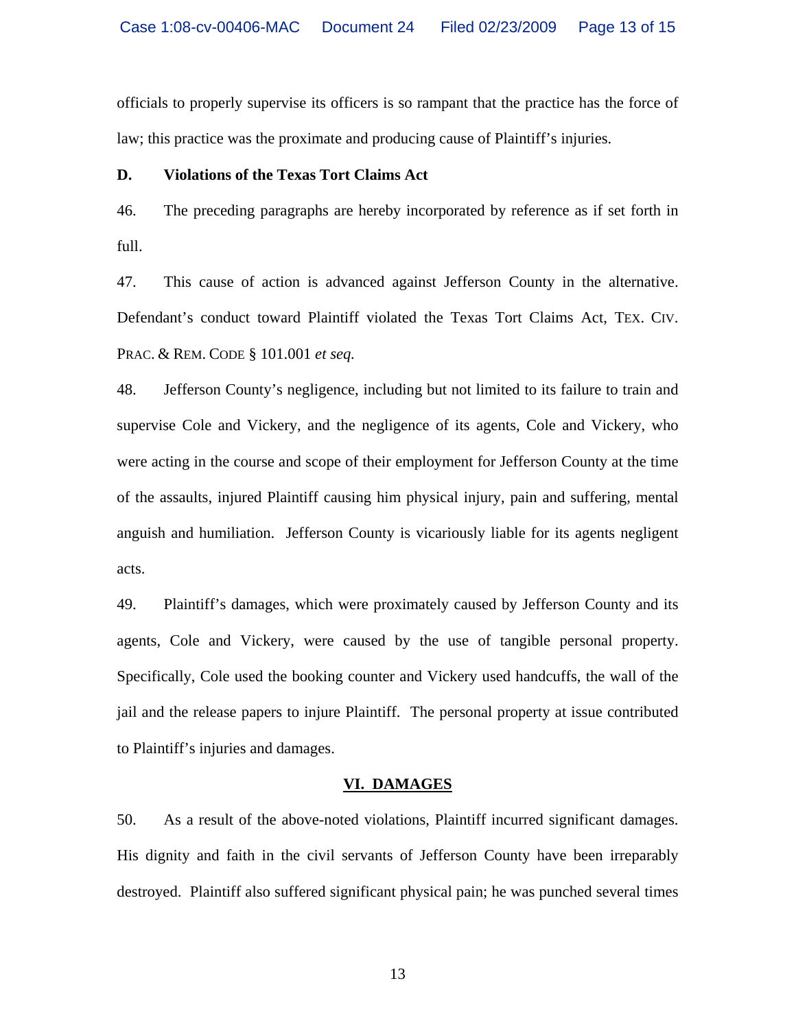officials to properly supervise its officers is so rampant that the practice has the force of law; this practice was the proximate and producing cause of Plaintiff's injuries.

**D. Violations of the Texas Tort Claims Act**

46. The preceding paragraphs are hereby incorporated by reference as if set forth in full.

47. This cause of action is advanced against Jefferson County in the alternative. Defendant's conduct toward Plaintiff violated the Texas Tort Claims Act, TEX. CIV. PRAC. & REM. CODE § 101.001 *et seq.*

48. Jefferson County's negligence, including but not limited to its failure to train and supervise Cole and Vickery, and the negligence of its agents, Cole and Vickery, who were acting in the course and scope of their employment for Jefferson County at the time of the assaults, injured Plaintiff causing him physical injury, pain and suffering, mental anguish and humiliation. Jefferson County is vicariously liable for its agents negligent acts.

49. Plaintiff's damages, which were proximately caused by Jefferson County and its agents, Cole and Vickery, were caused by the use of tangible personal property. Specifically, Cole used the booking counter and Vickery used handcuffs, the wall of the jail and the release papers to injure Plaintiff. The personal property at issue contributed to Plaintiff's injuries and damages.

## VI. DAMAGES

50. As a result of the above-noted violations, Plaintiff incurred significant damages. His dignity and faith in the civil servants of Jefferson County have been irreparably destroyed. Plaintiff also suffered significant physical pain; he was punched several times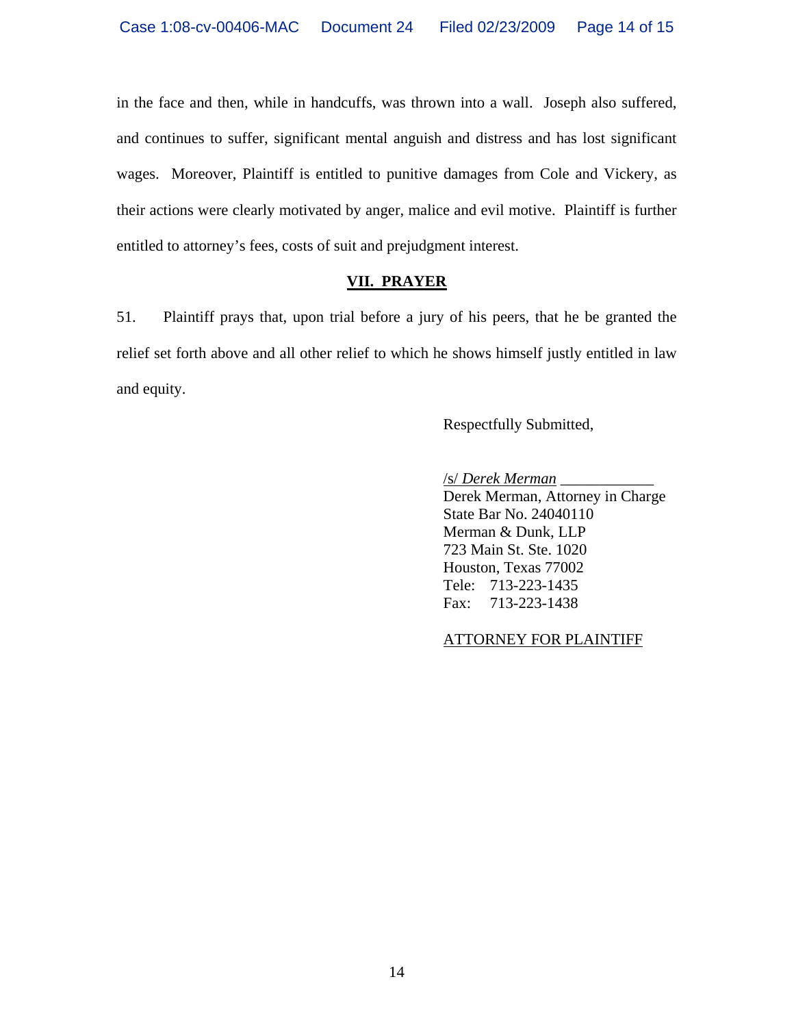in the face and then, while in handcuffs, was thrown into a wall. Joseph also suffered, and continues to suffer, significant mental anguish and distress and has lost significant wages. Moreover, Plaintiff is entitled to punitive damages from Cole and Vickery, as their actions were clearly motivated by anger, malice and evil motive. Plaintiff is further entitled to attorney's fees, costs of suit and prejudgment interest.

## VII. PRAYER

51. Plaintiff prays that, upon trial before a jury of his peers, that he be granted the relief set forth above and all other relief to which he shows himself justly entitled in law and equity.

Respectfully Submitted,

/s/ *Derek Merman* ____________
Derek Merman, Attorney in Charge
State Bar No. 24040110
Merman & Dunk, LLP
723 Main St. Ste. 1020
Houston, Texas 77002
Tele: 713-223-1435
Fax: 713-223-1438

ATTORNEY FOR PLAINTIFF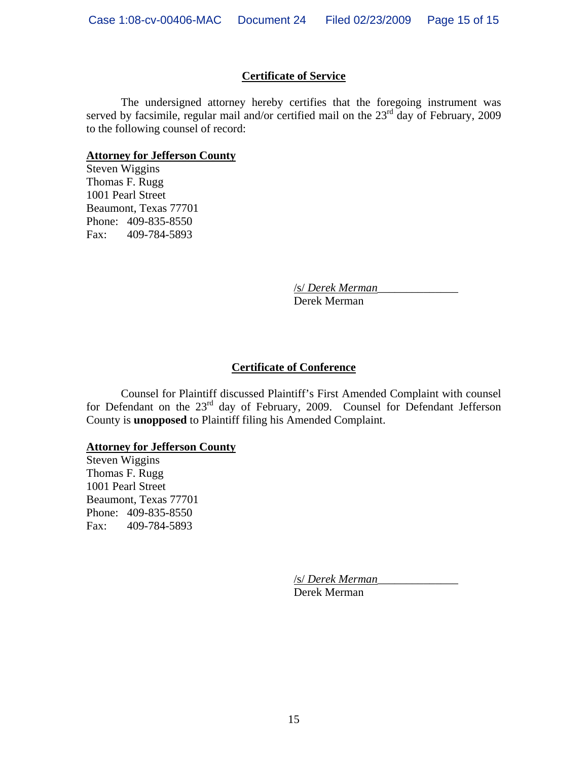## Certificate of Service

The undersigned attorney hereby certifies that the foregoing instrument was served by facsimile, regular mail and/or certified mail on the 23rd day of February, 2009 to the following counsel of record:

**Attorney for Jefferson County**
Steven Wiggins
Thomas F. Rugg
1001 Pearl Street
Beaumont, Texas 77701
Phone: 409-835-8550
Fax: 409-784-5893

/s/ *Derek Merman*
Derek Merman

## Certificate of Conference

Counsel for Plaintiff discussed Plaintiff's First Amended Complaint with counsel for Defendant on the 23rd day of February, 2009. Counsel for Defendant Jefferson County is **unopposed** to Plaintiff filing his Amended Complaint.

**Attorney for Jefferson County**
Steven Wiggins
Thomas F. Rugg
1001 Pearl Street
Beaumont, Texas 77701
Phone: 409-835-8550
Fax: 409-784-5893

/s/ *Derek Merman*
Derek Merman